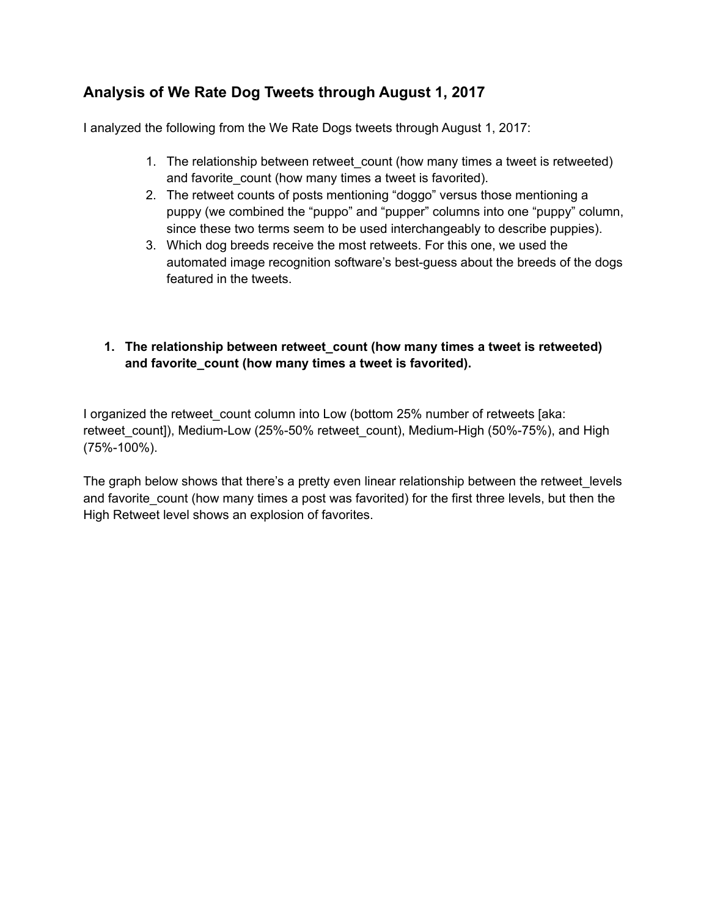## Analysis of We Rate Dog Tweets through August 1, 2017

I analyzed the following from the We Rate Dogs tweets through August 1, 2017:

1. The relationship between retweet_count (how many times a tweet is retweeted) and favorite_count (how many times a tweet is favorited).
2. The retweet counts of posts mentioning "doggo" versus those mentioning a puppy (we combined the "puppo" and "pupper" columns into one "puppy" column, since these two terms seem to be used interchangeably to describe puppies).
3. Which dog breeds receive the most retweets. For this one, we used the automated image recognition software's best-guess about the breeds of the dogs featured in the tweets.

### 1. The relationship between retweet_count (how many times a tweet is retweeted) and favorite_count (how many times a tweet is favorited).

I organized the retweet_count column into Low (bottom 25% number of retweets [aka: retweet_count]), Medium-Low (25%-50% retweet_count), Medium-High (50%-75%), and High (75%-100%).

The graph below shows that there's a pretty even linear relationship between the retweet_levels and favorite_count (how many times a post was favorited) for the first three levels, but then the High Retweet level shows an explosion of favorites.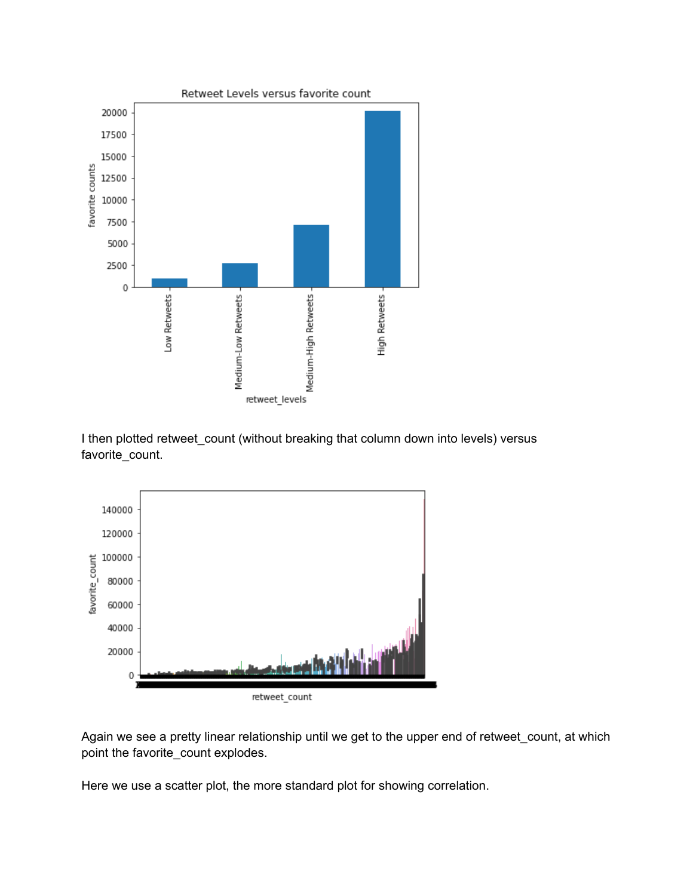I then plotted retweet_count (without breaking that column down into levels) versus favorite_count.

Again we see a pretty linear relationship until we get to the upper end of retweet_count, at which point the favorite_count explodes.

Here we use a scatter plot, the more standard plot for showing correlation.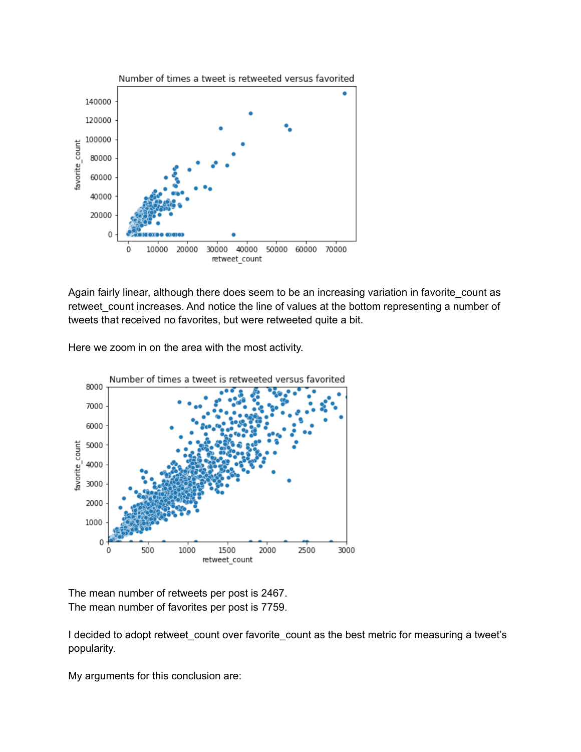Again fairly linear, although there does seem to be an increasing variation in favorite_count as retweet_count increases. And notice the line of values at the bottom representing a number of tweets that received no favorites, but were retweeted quite a bit.

Here we zoom in on the area with the most activity.

The mean number of retweets per post is 2467.
The mean number of favorites per post is 7759.

I decided to adopt retweet_count over favorite_count as the best metric for measuring a tweet's popularity.

My arguments for this conclusion are: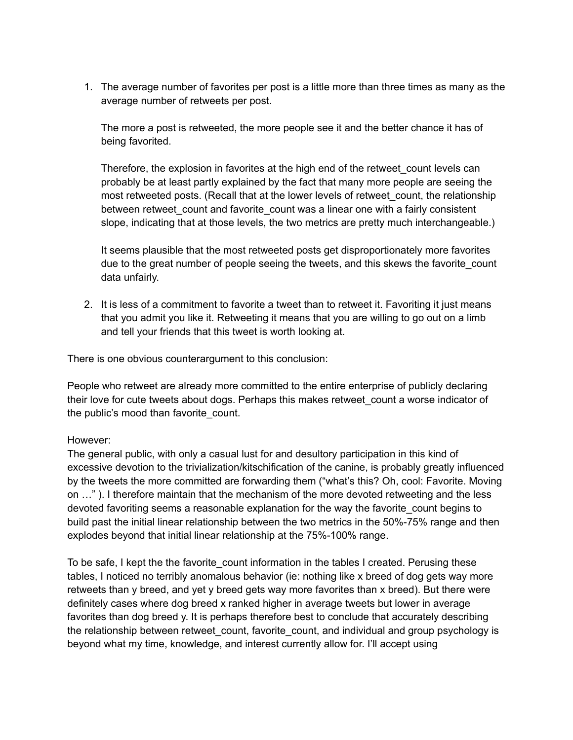1. The average number of favorites per post is a little more than three times as many as the average number of retweets per post.

   The more a post is retweeted, the more people see it and the better chance it has of being favorited.

   Therefore, the explosion in favorites at the high end of the retweet_count levels can probably be at least partly explained by the fact that many more people are seeing the most retweeted posts. (Recall that at the lower levels of retweet_count, the relationship between retweet_count and favorite_count was a linear one with a fairly consistent slope, indicating that at those levels, the two metrics are pretty much interchangeable.)

   It seems plausible that the most retweeted posts get disproportionately more favorites due to the great number of people seeing the tweets, and this skews the favorite_count data unfairly.

2. It is less of a commitment to favorite a tweet than to retweet it. Favoriting it just means that you admit you like it. Retweeting it means that you are willing to go out on a limb and tell your friends that this tweet is worth looking at.

There is one obvious counterargument to this conclusion:

People who retweet are already more committed to the entire enterprise of publicly declaring their love for cute tweets about dogs. Perhaps this makes retweet_count a worse indicator of the public's mood than favorite_count.

However:
The general public, with only a casual lust for and desultory participation in this kind of excessive devotion to the trivialization/kitschification of the canine, is probably greatly influenced by the tweets the more committed are forwarding them ("what's this? Oh, cool: Favorite. Moving on …" ). I therefore maintain that the mechanism of the more devoted retweeting and the less devoted favoriting seems a reasonable explanation for the way the favorite_count begins to build past the initial linear relationship between the two metrics in the 50%-75% range and then explodes beyond that initial linear relationship at the 75%-100% range.

To be safe, I kept the the favorite_count information in the tables I created. Perusing these tables, I noticed no terribly anomalous behavior (ie: nothing like x breed of dog gets way more retweets than y breed, and yet y breed gets way more favorites than x breed). But there were definitely cases where dog breed x ranked higher in average tweets but lower in average favorites than dog breed y. It is perhaps therefore best to conclude that accurately describing the relationship between retweet_count, favorite_count, and individual and group psychology is beyond what my time, knowledge, and interest currently allow for. I'll accept using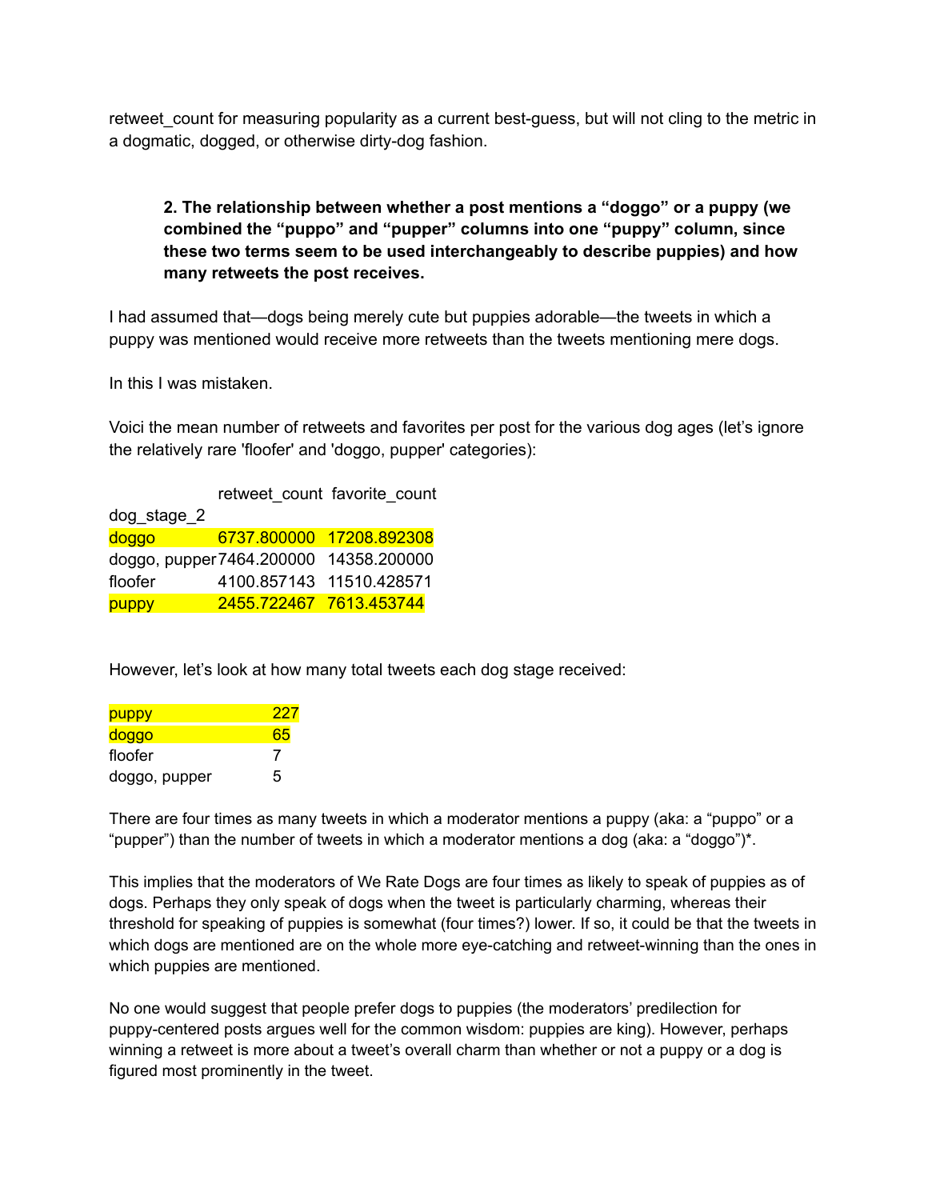retweet_count for measuring popularity as a current best-guess, but will not cling to the metric in a dogmatic, dogged, or otherwise dirty-dog fashion.

> **2. The relationship between whether a post mentions a "doggo" or a puppy (we combined the "puppo" and "pupper" columns into one "puppy" column, since these two terms seem to be used interchangeably to describe puppies) and how many retweets the post receives.**

I had assumed that—dogs being merely cute but puppies adorable—the tweets in which a puppy was mentioned would receive more retweets than the tweets mentioning mere dogs.

In this I was mistaken.

Voici the mean number of retweets and favorites per post for the various dog ages (let's ignore the relatively rare 'floofer' and 'doggo, pupper' categories):

| dog_stage_2 | retweet_count | favorite_count |
|---|---|---|
| doggo | 6737.800000 | 17208.892308 |
| doggo, pupper | 7464.200000 | 14358.200000 |
| floofer | 4100.857143 | 11510.428571 |
| puppy | 2455.722467 | 7613.453744 |

However, let's look at how many total tweets each dog stage received:

| | |
|---|---|
| puppy | 227 |
| doggo | 65 |
| floofer | 7 |
| doggo, pupper | 5 |

There are four times as many tweets in which a moderator mentions a puppy (aka: a "puppo" or a "pupper") than the number of tweets in which a moderator mentions a dog (aka: a "doggo")*.

This implies that the moderators of We Rate Dogs are four times as likely to speak of puppies as of dogs. Perhaps they only speak of dogs when the tweet is particularly charming, whereas their threshold for speaking of puppies is somewhat (four times?) lower. If so, it could be that the tweets in which dogs are mentioned are on the whole more eye-catching and retweet-winning than the ones in which puppies are mentioned.

No one would suggest that people prefer dogs to puppies (the moderators' predilection for puppy-centered posts argues well for the common wisdom: puppies are king). However, perhaps winning a retweet is more about a tweet's overall charm than whether or not a puppy or a dog is figured most prominently in the tweet.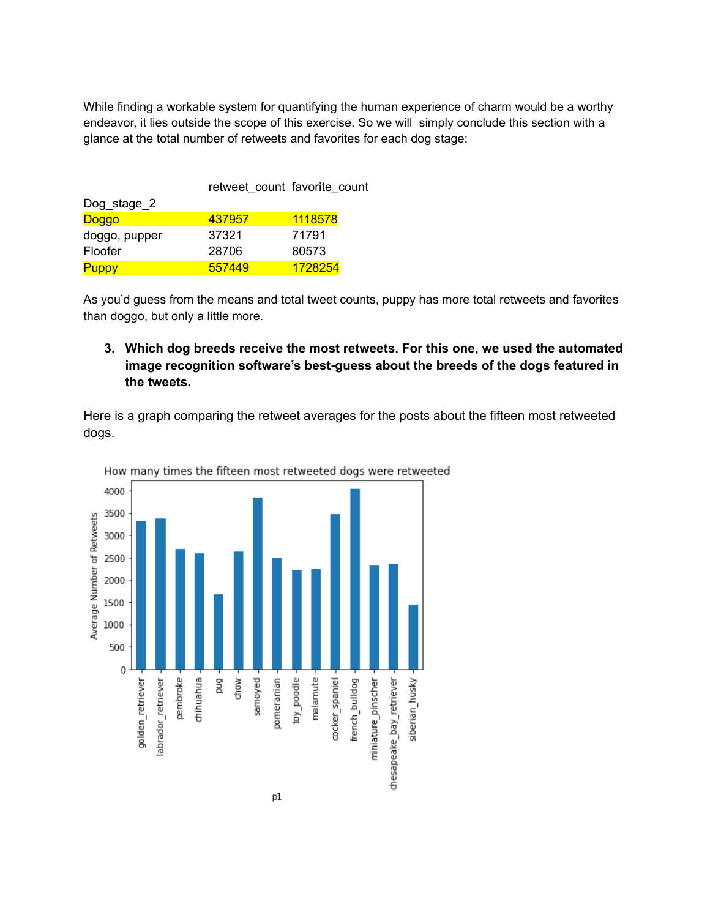While finding a workable system for quantifying the human experience of charm would be a worthy endeavor, it lies outside the scope of this exercise. So we will simply conclude this section with a glance at the total number of retweets and favorites for each dog stage:

| Dog_stage_2 | retweet_count | favorite_count |
| --- | --- | --- |
| Doggo | 437957 | 1118578 |
| doggo, pupper | 37321 | 71791 |
| Floofer | 28706 | 80573 |
| Puppy | 557449 | 1728254 |

As you'd guess from the means and total tweet counts, puppy has more total retweets and favorites than doggo, but only a little more.

3. **Which dog breeds receive the most retweets. For this one, we used the automated image recognition software's best-guess about the breeds of the dogs featured in the tweets.**

Here is a graph comparing the retweet averages for the posts about the fifteen most retweeted dogs.

How many times the fifteen most retweeted dogs were retweeted

| p1 | Average Number of Retweets (approx.) |
| --- | --- |
| golden_retriever | ~3330 |
| labrador_retriever | ~3380 |
| pembroke | ~2700 |
| chihuahua | ~2600 |
| pug | ~1680 |
| chow | ~2630 |
| samoyed | ~3850 |
| pomeranian | ~2500 |
| toy_poodle | ~2230 |
| malamute | ~2250 |
| cocker_spaniel | ~3480 |
| french_bulldog | ~4050 |
| miniature_pinscher | ~2330 |
| chesapeake_bay_retriever | ~2360 |
| siberian_husky | ~1450 |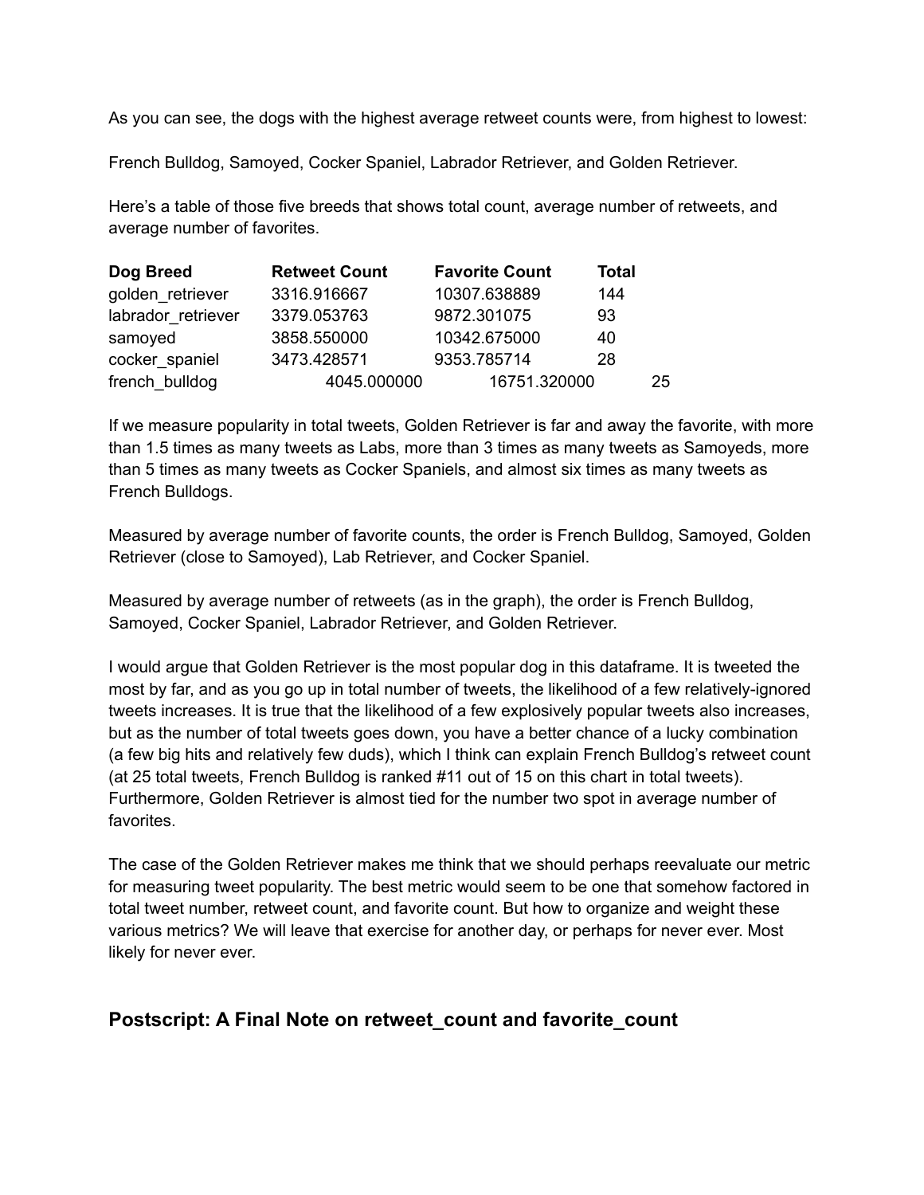As you can see, the dogs with the highest average retweet counts were, from highest to lowest:

French Bulldog, Samoyed, Cocker Spaniel, Labrador Retriever, and Golden Retriever.

Here's a table of those five breeds that shows total count, average number of retweets, and average number of favorites.

| Dog Breed | Retweet Count | Favorite Count | Total |
| --- | --- | --- | --- |
| golden_retriever | 3316.916667 | 10307.638889 | 144 |
| labrador_retriever | 3379.053763 | 9872.301075 | 93 |
| samoyed | 3858.550000 | 10342.675000 | 40 |
| cocker_spaniel | 3473.428571 | 9353.785714 | 28 |
| french_bulldog | 4045.000000 | 16751.320000 | 25 |

If we measure popularity in total tweets, Golden Retriever is far and away the favorite, with more than 1.5 times as many tweets as Labs, more than 3 times as many tweets as Samoyeds, more than 5 times as many tweets as Cocker Spaniels, and almost six times as many tweets as French Bulldogs.

Measured by average number of favorite counts, the order is French Bulldog, Samoyed, Golden Retriever (close to Samoyed), Lab Retriever, and Cocker Spaniel.

Measured by average number of retweets (as in the graph), the order is French Bulldog, Samoyed, Cocker Spaniel, Labrador Retriever, and Golden Retriever.

I would argue that Golden Retriever is the most popular dog in this dataframe. It is tweeted the most by far, and as you go up in total number of tweets, the likelihood of a few relatively-ignored tweets increases. It is true that the likelihood of a few explosively popular tweets also increases, but as the number of total tweets goes down, you have a better chance of a lucky combination (a few big hits and relatively few duds), which I think can explain French Bulldog's retweet count (at 25 total tweets, French Bulldog is ranked #11 out of 15 on this chart in total tweets). Furthermore, Golden Retriever is almost tied for the number two spot in average number of favorites.

The case of the Golden Retriever makes me think that we should perhaps reevaluate our metric for measuring tweet popularity. The best metric would seem to be one that somehow factored in total tweet number, retweet count, and favorite count. But how to organize and weight these various metrics? We will leave that exercise for another day, or perhaps for never ever. Most likely for never ever.

## Postscript: A Final Note on retweet_count and favorite_count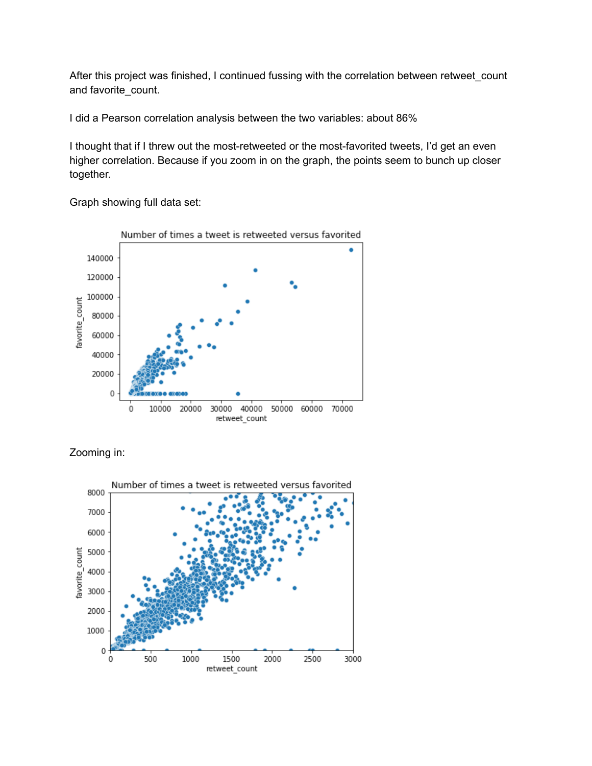After this project was finished, I continued fussing with the correlation between retweet_count and favorite_count.

I did a Pearson correlation analysis between the two variables: about 86%

I thought that if I threw out the most-retweeted or the most-favorited tweets, I'd get an even higher correlation. Because if you zoom in on the graph, the points seem to bunch up closer together.

Graph showing full data set:

Zooming in: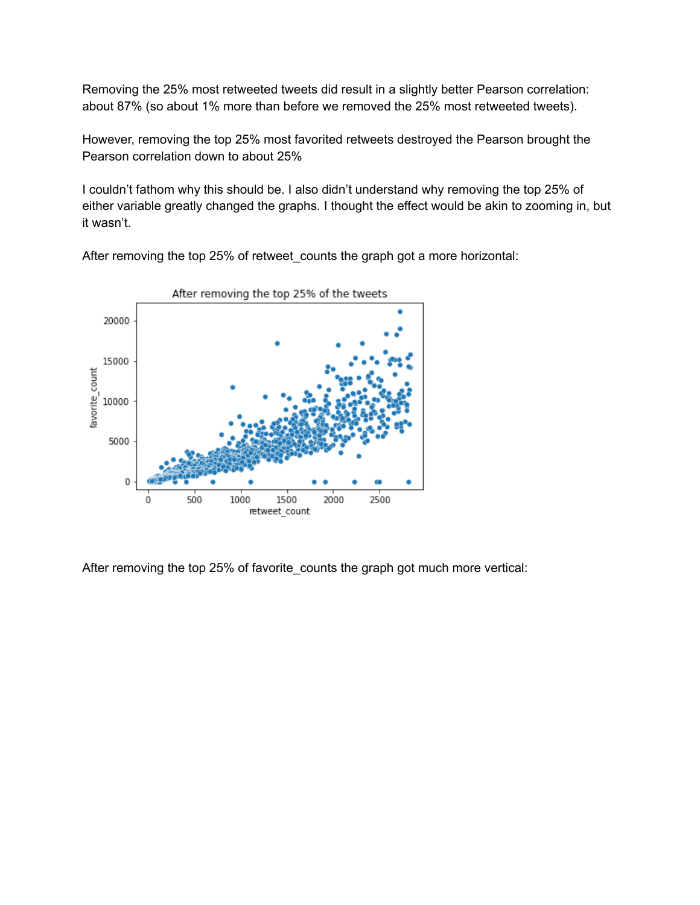Removing the 25% most retweeted tweets did result in a slightly better Pearson correlation: about 87% (so about 1% more than before we removed the 25% most retweeted tweets).

However, removing the top 25% most favorited retweets destroyed the Pearson brought the Pearson correlation down to about 25%

I couldn't fathom why this should be. I also didn't understand why removing the top 25% of either variable greatly changed the graphs. I thought the effect would be akin to zooming in, but it wasn't.

After removing the top 25% of retweet_counts the graph got a more horizontal:

After removing the top 25% of favorite_counts the graph got much more vertical: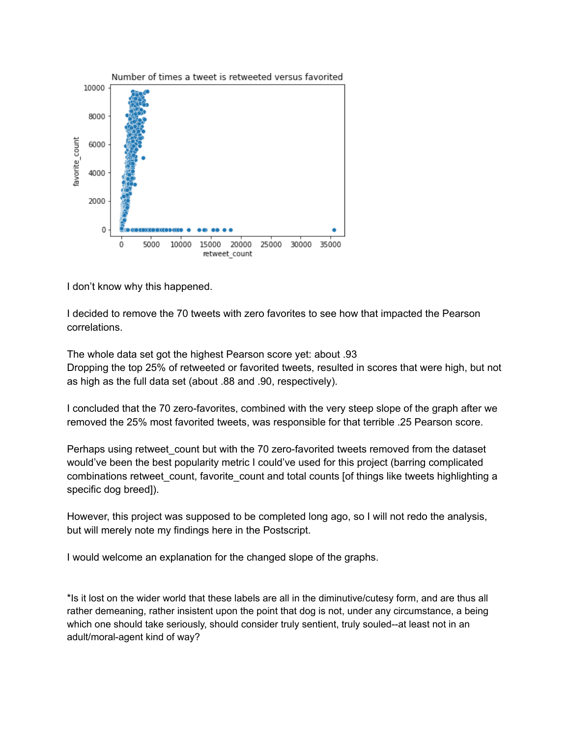Number of times a tweet is retweeted versus favorited

favorite_count

10000
8000
6000
4000
2000
0

0 5000 10000 15000 20000 25000 30000 35000

retweet_count

I don't know why this happened.

I decided to remove the 70 tweets with zero favorites to see how that impacted the Pearson correlations.

The whole data set got the highest Pearson score yet: about .93
Dropping the top 25% of retweeted or favorited tweets, resulted in scores that were high, but not as high as the full data set (about .88 and .90, respectively).

I concluded that the 70 zero-favorites, combined with the very steep slope of the graph after we removed the 25% most favorited tweets, was responsible for that terrible .25 Pearson score.

Perhaps using retweet_count but with the 70 zero-favorited tweets removed from the dataset would've been the best popularity metric I could've used for this project (barring complicated combinations retweet_count, favorite_count and total counts [of things like tweets highlighting a specific dog breed]).

However, this project was supposed to be completed long ago, so I will not redo the analysis, but will merely note my findings here in the Postscript.

I would welcome an explanation for the changed slope of the graphs.

*Is it lost on the wider world that these labels are all in the diminutive/cutesy form, and are thus all rather demeaning, rather insistent upon the point that dog is not, under any circumstance, a being which one should take seriously, should consider truly sentient, truly souled--at least not in an adult/moral-agent kind of way?